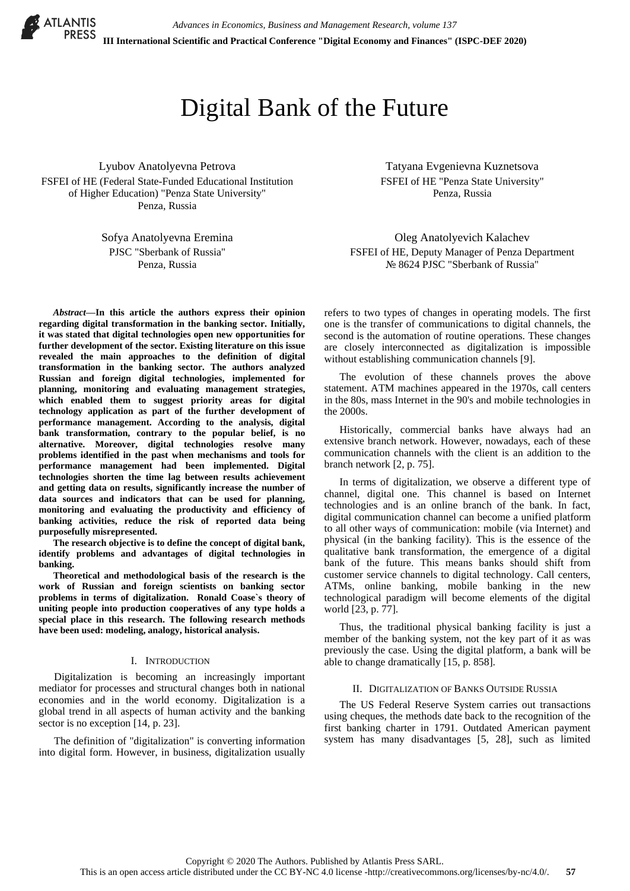# Digital Bank of the Future

Lyubov Anatolyevna Petrova
FSFEI of HE (Federal State-Funded Educational Institution of Higher Education) "Penza State University"
Penza, Russia

Tatyana Evgenievna Kuznetsova
FSFEI of HE "Penza State University"
Penza, Russia

Sofya Anatolyevna Eremina
PJSC "Sberbank of Russia"
Penza, Russia

Oleg Anatolyevich Kalachev
FSFEI of HE, Deputy Manager of Penza Department № 8624 PJSC "Sberbank of Russia"

***Abstract*—In this article the authors express their opinion regarding digital transformation in the banking sector. Initially, it was stated that digital technologies open new opportunities for further development of the sector. Existing literature on this issue revealed the main approaches to the definition of digital transformation in the banking sector. The authors analyzed Russian and foreign digital technologies, implemented for planning, monitoring and evaluating management strategies, which enabled them to suggest priority areas for digital technology application as part of the further development of performance management. According to the analysis, digital bank transformation, contrary to the popular belief, is no alternative. Moreover, digital technologies resolve many problems identified in the past when mechanisms and tools for performance management had been implemented. Digital technologies shorten the time lag between results achievement and getting data on results, significantly increase the number of data sources and indicators that can be used for planning, monitoring and evaluating the productivity and efficiency of banking activities, reduce the risk of reported data being purposefully misrepresented.**

**The research objective is to define the concept of digital bank, identify problems and advantages of digital technologies in banking.**

**Theoretical and methodological basis of the research is the work of Russian and foreign scientists on banking sector problems in terms of digitalization. Ronald Coase`s theory of uniting people into production cooperatives of any type holds a special place in this research. The following research methods have been used: modeling, analogy, historical analysis.**

## I. Introduction

Digitalization is becoming an increasingly important mediator for processes and structural changes both in national economies and in the world economy. Digitalization is a global trend in all aspects of human activity and the banking sector is no exception [14, p. 23].

The definition of "digitalization" is converting information into digital form. However, in business, digitalization usually refers to two types of changes in operating models. The first one is the transfer of communications to digital channels, the second is the automation of routine operations. These changes are closely interconnected as digitalization is impossible without establishing communication channels [9].

The evolution of these channels proves the above statement. ATM machines appeared in the 1970s, call centers in the 80s, mass Internet in the 90's and mobile technologies in the 2000s.

Historically, commercial banks have always had an extensive branch network. However, nowadays, each of these communication channels with the client is an addition to the branch network [2, p. 75].

In terms of digitalization, we observe a different type of channel, digital one. This channel is based on Internet technologies and is an online branch of the bank. In fact, digital communication channel can become a unified platform to all other ways of communication: mobile (via Internet) and physical (in the banking facility). This is the essence of the qualitative bank transformation, the emergence of a digital bank of the future. This means banks should shift from customer service channels to digital technology. Call centers, ATMs, online banking, mobile banking in the new technological paradigm will become elements of the digital world [23, p. 77].

Thus, the traditional physical banking facility is just a member of the banking system, not the key part of it as was previously the case. Using the digital platform, a bank will be able to change dramatically [15, p. 858].

## II. Digitalization of Banks Outside Russia

The US Federal Reserve System carries out transactions using cheques, the methods date back to the recognition of the first banking charter in 1791. Outdated American payment system has many disadvantages [5, 28], such as limited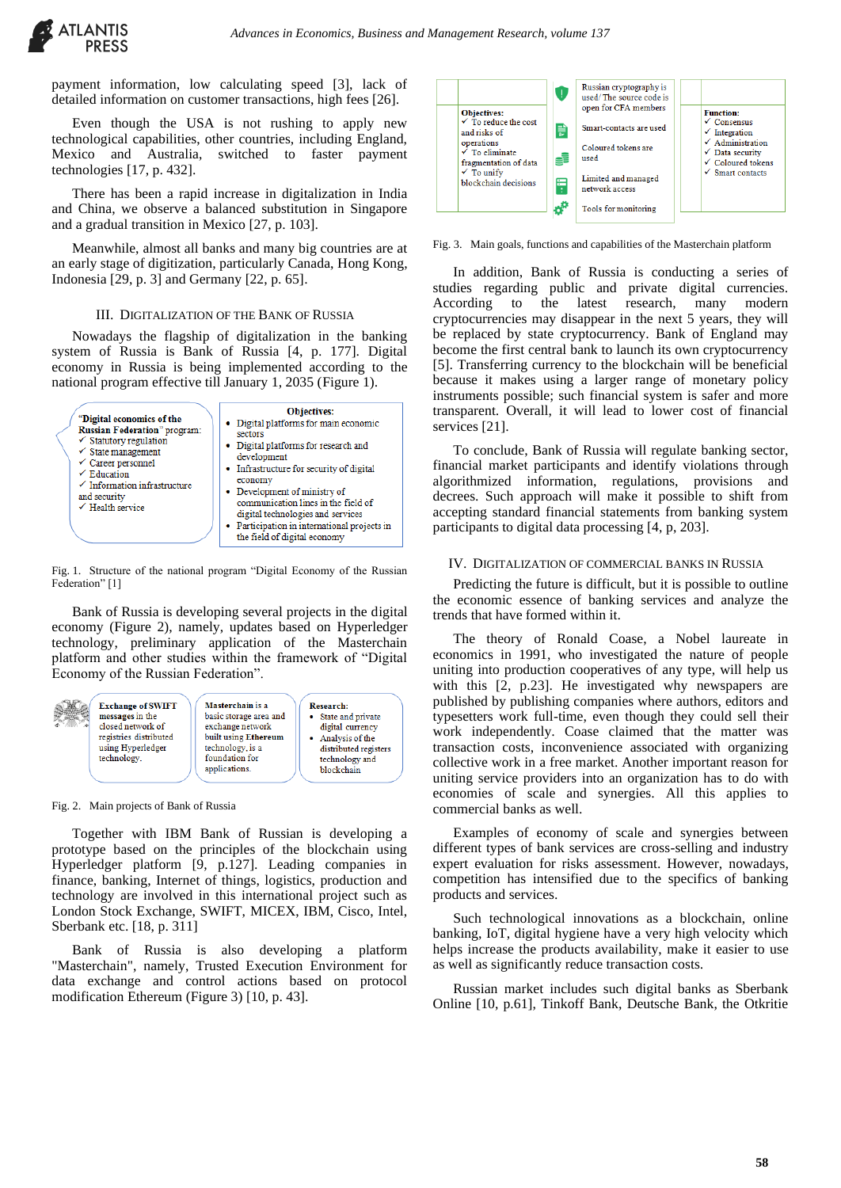payment information, low calculating speed [3], lack of detailed information on customer transactions, high fees [26].

Even though the USA is not rushing to apply new technological capabilities, other countries, including England, Mexico and Australia, switched to faster payment technologies [17, p. 432].

There has been a rapid increase in digitalization in India and China, we observe a balanced substitution in Singapore and a gradual transition in Mexico [27, p. 103].

Meanwhile, almost all banks and many big countries are at an early stage of digitization, particularly Canada, Hong Kong, Indonesia [29, p. 3] and Germany [22, p. 65].

## III. Digitalization of the Bank of Russia

Nowadays the flagship of digitalization in the banking system of Russia is Bank of Russia [4, p. 177]. Digital economy in Russia is being implemented according to the national program effective till January 1, 2035 (Figure 1).

"Digital economics of the Russian Federation" program:
✓ Statutory regulation
✓ State management
✓ Career personnel
✓ Education
✓ Information infrastructure and security
✓ Health service

Objectives:
- Digital platforms for main economic sectors
- Digital platforms for research and development
- Infrastructure for security of digital economy
- Development of ministry of communication lines in the field of digital technologies and services
- Participation in international projects in the field of digital economy

Fig. 1. Structure of the national program "Digital Economy of the Russian Federation" [1]

Bank of Russia is developing several projects in the digital economy (Figure 2), namely, updates based on Hyperledger technology, preliminary application of the Masterchain platform and other studies within the framework of "Digital Economy of the Russian Federation".

Exchange of SWIFT messages in the closed network of registries distributed using Hyperledger technology.

Masterchain is a basic storage area and exchange network built using Ethereum technology, is a foundation for applications.

Research:
- State and private digital currency
- Analysis of the distributed registers technology and blockchain

Fig. 2. Main projects of Bank of Russia

Together with IBM Bank of Russian is developing a prototype based on the principles of the blockchain using Hyperledger platform [9, p.127]. Leading companies in finance, banking, Internet of things, logistics, production and technology are involved in this international project such as London Stock Exchange, SWIFT, MICEX, IBM, Cisco, Intel, Sberbank etc. [18, p. 311]

Bank of Russia is also developing a platform "Masterchain", namely, Trusted Execution Environment for data exchange and control actions based on protocol modification Ethereum (Figure 3) [10, p. 43].

Objectives:
✓ To reduce the cost and risks of operations
✓ To eliminate fragmentation of data
✓ To unify blockchain decisions

Russian cryptography is used/ The source code is open for CFA members

Smart-contacts are used

Coloured tokens are used

Limited and managed network access

Tools for monitoring

Function:
✓ Consensus
✓ Integration
✓ Administration
✓ Data security
✓ Coloured tokens
✓ Smart contacts

Fig. 3. Main goals, functions and capabilities of the Masterchain platform

In addition, Bank of Russia is conducting a series of studies regarding public and private digital currencies. According to the latest research, many modern cryptocurrencies may disappear in the next 5 years, they will be replaced by state cryptocurrency. Bank of England may become the first central bank to launch its own cryptocurrency [5]. Transferring currency to the blockchain will be beneficial because it makes using a larger range of monetary policy instruments possible; such financial system is safer and more transparent. Overall, it will lead to lower cost of financial services [21].

To conclude, Bank of Russia will regulate banking sector, financial market participants and identify violations through algorithmized information, regulations, provisions and decrees. Such approach will make it possible to shift from accepting standard financial statements from banking system participants to digital data processing [4, p, 203].

## IV. Digitalization of Commercial Banks in Russia

Predicting the future is difficult, but it is possible to outline the economic essence of banking services and analyze the trends that have formed within it.

The theory of Ronald Coase, a Nobel laureate in economics in 1991, who investigated the nature of people uniting into production cooperatives of any type, will help us with this [2, p.23]. He investigated why newspapers are published by publishing companies where authors, editors and typesetters work full-time, even though they could sell their work independently. Coase claimed that the matter was transaction costs, inconvenience associated with organizing collective work in a free market. Another important reason for uniting service providers into an organization has to do with economies of scale and synergies. All this applies to commercial banks as well.

Examples of economy of scale and synergies between different types of bank services are cross-selling and industry expert evaluation for risks assessment. However, nowadays, competition has intensified due to the specifics of banking products and services.

Such technological innovations as a blockchain, online banking, IoT, digital hygiene have a very high velocity which helps increase the products availability, make it easier to use as well as significantly reduce transaction costs.

Russian market includes such digital banks as Sberbank Online [10, p.61], Tinkoff Bank, Deutsche Bank, the Otkritie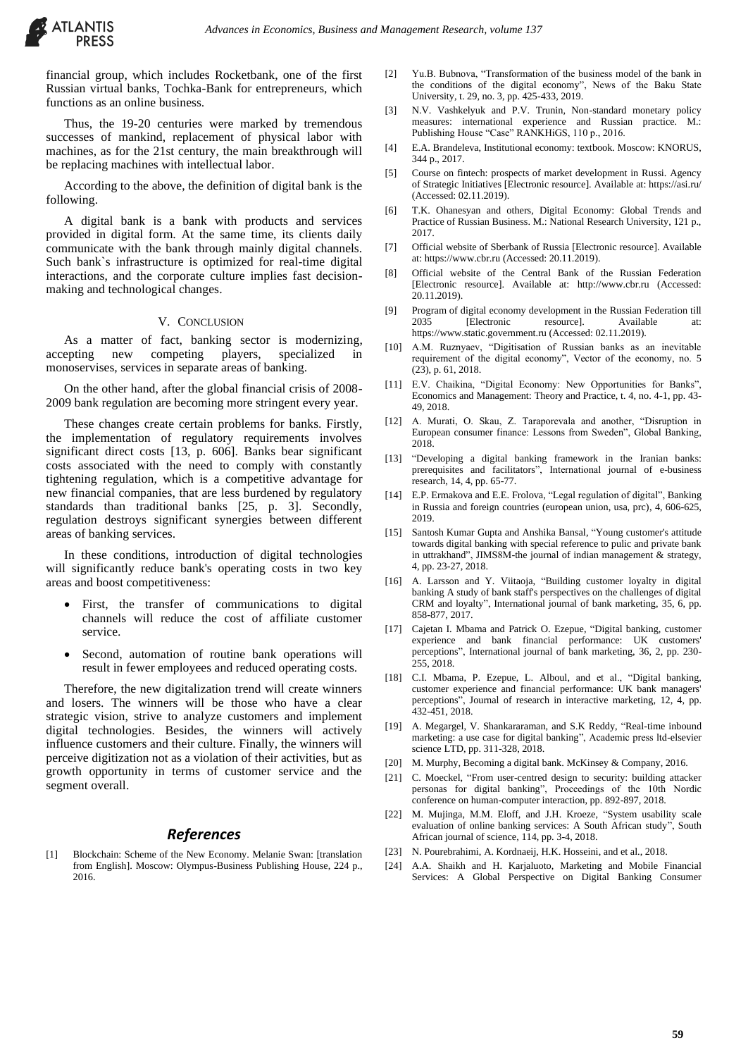financial group, which includes Rocketbank, one of the first Russian virtual banks, Tochka-Bank for entrepreneurs, which functions as an online business.

Thus, the 19-20 centuries were marked by tremendous successes of mankind, replacement of physical labor with machines, as for the 21st century, the main breakthrough will be replacing machines with intellectual labor.

According to the above, the definition of digital bank is the following.

A digital bank is a bank with products and services provided in digital form. At the same time, its clients daily communicate with the bank through mainly digital channels. Such bank`s infrastructure is optimized for real-time digital interactions, and the corporate culture implies fast decision-making and technological changes.

## V. Conclusion

As a matter of fact, banking sector is modernizing, accepting new competing players, specialized in monoservises, services in separate areas of banking.

On the other hand, after the global financial crisis of 2008-2009 bank regulation are becoming more stringent every year.

These changes create certain problems for banks. Firstly, the implementation of regulatory requirements involves significant direct costs [13, p. 606]. Banks bear significant costs associated with the need to comply with constantly tightening regulation, which is a competitive advantage for new financial companies, that are less burdened by regulatory standards than traditional banks [25, p. 3]. Secondly, regulation destroys significant synergies between different areas of banking services.

In these conditions, introduction of digital technologies will significantly reduce bank's operating costs in two key areas and boost competitiveness:

- First, the transfer of communications to digital channels will reduce the cost of affiliate customer service.
- Second, automation of routine bank operations will result in fewer employees and reduced operating costs.

Therefore, the new digitalization trend will create winners and losers. The winners will be those who have a clear strategic vision, strive to analyze customers and implement digital technologies. Besides, the winners will actively influence customers and their culture. Finally, the winners will perceive digitization not as a violation of their activities, but as growth opportunity in terms of customer service and the segment overall.

## References

[1] Blockchain: Scheme of the New Economy. Melanie Swan: [translation from English]. Moscow: Olympus-Business Publishing House, 224 p., 2016.

[2] Yu.B. Bubnova, "Transformation of the business model of the bank in the conditions of the digital economy", News of the Baku State University, t. 29, no. 3, pp. 425-433, 2019.

[3] N.V. Vashkelyuk and P.V. Trunin, Non-standard monetary policy measures: international experience and Russian practice. M.: Publishing House "Case" RANKHiGS, 110 p., 2016.

[4] E.A. Brandeleva, Institutional economy: textbook. Moscow: KNORUS, 344 p., 2017.

[5] Course on fintech: prospects of market development in Russi. Agency of Strategic Initiatives [Electronic resource]. Available at: https://asi.ru/ (Accessed: 02.11.2019).

[6] T.K. Ohanesyan and others, Digital Economy: Global Trends and Practice of Russian Business. M.: National Research University, 121 p., 2017.

[7] Official website of Sberbank of Russia [Electronic resource]. Available at: https://www.cbr.ru (Accessed: 20.11.2019).

[8] Official website of the Central Bank of the Russian Federation [Electronic resource]. Available at: http://www.cbr.ru (Accessed: 20.11.2019).

[9] Program of digital economy development in the Russian Federation till 2035 [Electronic resource]. Available at: https://www.static.government.ru (Accessed: 02.11.2019).

[10] A.M. Ruznyaev, "Digitisation of Russian banks as an inevitable requirement of the digital economy", Vector of the economy, no. 5 (23), p. 61, 2018.

[11] E.V. Chaikina, "Digital Economy: New Opportunities for Banks", Economics and Management: Theory and Practice, t. 4, no. 4-1, pp. 43-49, 2018.

[12] A. Murati, O. Skau, Z. Taraporevala and another, "Disruption in European consumer finance: Lessons from Sweden", Global Banking, 2018.

[13] "Developing a digital banking framework in the Iranian banks: prerequisites and facilitators", International journal of e-business research, 14, 4, pp. 65-77.

[14] E.P. Ermakova and E.E. Frolova, "Legal regulation of digital", Banking in Russia and foreign countries (european union, usa, prc), 4, 606-625, 2019.

[15] Santosh Kumar Gupta and Anshika Bansal, "Young customer's attitude towards digital banking with special reference to pulic and private bank in uttrakhand", JIMS8M-the journal of indian management & strategy, 4, pp. 23-27, 2018.

[16] A. Larsson and Y. Viitaoja, "Building customer loyalty in digital banking A study of bank staff's perspectives on the challenges of digital CRM and loyalty", International journal of bank marketing, 35, 6, pp. 858-877, 2017.

[17] Cajetan I. Mbama and Patrick O. Ezepue, "Digital banking, customer experience and bank financial performance: UK customers' perceptions", International journal of bank marketing, 36, 2, pp. 230-255, 2018.

[18] C.I. Mbama, P. Ezepue, L. Alboul, and et al., "Digital banking, customer experience and financial performance: UK bank managers' perceptions", Journal of research in interactive marketing, 12, 4, pp. 432-451, 2018.

[19] A. Megargel, V. Shankararaman, and S.K Reddy, "Real-time inbound marketing: a use case for digital banking", Academic press ltd-elsevier science LTD, pp. 311-328, 2018.

[20] M. Murphy, Becoming a digital bank. McKinsey & Company, 2016.

[21] C. Moeckel, "From user-centred design to security: building attacker personas for digital banking", Proceedings of the 10th Nordic conference on human-computer interaction, pp. 892-897, 2018.

[22] M. Mujinga, M.M. Eloff, and J.H. Kroeze, "System usability scale evaluation of online banking services: A South African study", South African journal of science, 114, pp. 3-4, 2018.

[23] N. Pourebrahimi, A. Kordnaeij, H.K. Hosseini, and et al., 2018.

[24] A.A. Shaikh and H. Karjaluoto, Marketing and Mobile Financial Services: A Global Perspective on Digital Banking Consumer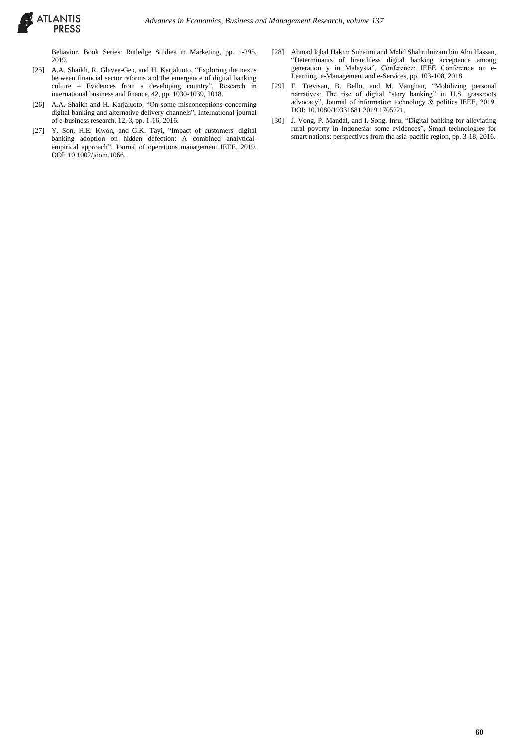Behavior. Book Series: Rutledge Studies in Marketing, pp. 1-295, 2019.

[25] A.A. Shaikh, R. Glavee-Geo, and H. Karjaluoto, “Exploring the nexus between financial sector reforms and the emergence of digital banking culture – Evidences from a developing country”, Research in international business and finance, 42, pp. 1030-1039, 2018.

[26] A.A. Shaikh and H. Karjaluoto, “On some misconceptions concerning digital banking and alternative delivery channels”, International journal of e-business research, 12, 3, pp. 1-16, 2016.

[27] Y. Son, H.E. Kwon, and G.K. Tayi, “Impact of customers' digital banking adoption on hidden defection: A combined analytical-empirical approach”, Journal of operations management IEEE, 2019. DOI: 10.1002/joom.1066.

[28] Ahmad Iqbal Hakim Suhaimi and Mohd Shahrulnizam bin Abu Hassan, “Determinants of branchless digital banking acceptance among generation y in Malaysia”, Conference: IEEE Conference on e-Learning, e-Management and e-Services, pp. 103-108, 2018.

[29] F. Trevisan, B. Bello, and M. Vaughan, “Mobilizing personal narratives: The rise of digital “story banking” in U.S. grassroots advocacy”, Journal of information technology & politics IEEE, 2019. DOI: 10.1080/19331681.2019.1705221.

[30] J. Vong, P. Mandal, and I. Song, Insu, “Digital banking for alleviating rural poverty in Indonesia: some evidences”, Smart technologies for smart nations: perspectives from the asia-pacific region, pp. 3-18, 2016.